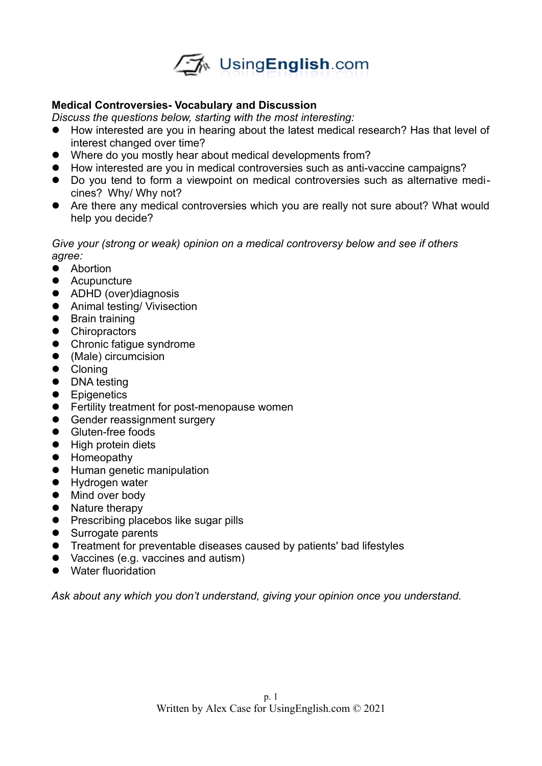**Medical Controversies- Vocabulary and Discussion**

*Discuss the questions below, starting with the most interesting:*

- How interested are you in hearing about the latest medical research? Has that level of interest changed over time?
- Where do you mostly hear about medical developments from?
- How interested are you in medical controversies such as anti-vaccine campaigns?
- Do you tend to form a viewpoint on medical controversies such as alternative medicines? Why/ Why not?
- Are there any medical controversies which you are really not sure about? What would help you decide?

*Give your (strong or weak) opinion on a medical controversy below and see if others agree:*

- Abortion
- Acupuncture
- ADHD (over)diagnosis
- Animal testing/ Vivisection
- Brain training
- Chiropractors
- Chronic fatigue syndrome
- (Male) circumcision
- Cloning
- DNA testing
- Epigenetics
- Fertility treatment for post-menopause women
- Gender reassignment surgery
- Gluten-free foods
- High protein diets
- Homeopathy
- Human genetic manipulation
- Hydrogen water
- Mind over body
- Nature therapy
- Prescribing placebos like sugar pills
- Surrogate parents
- Treatment for preventable diseases caused by patients' bad lifestyles
- Vaccines (e.g. vaccines and autism)
- Water fluoridation

*Ask about any which you don't understand, giving your opinion once you understand.*

Written by Alex Case for UsingEnglish.com © 2021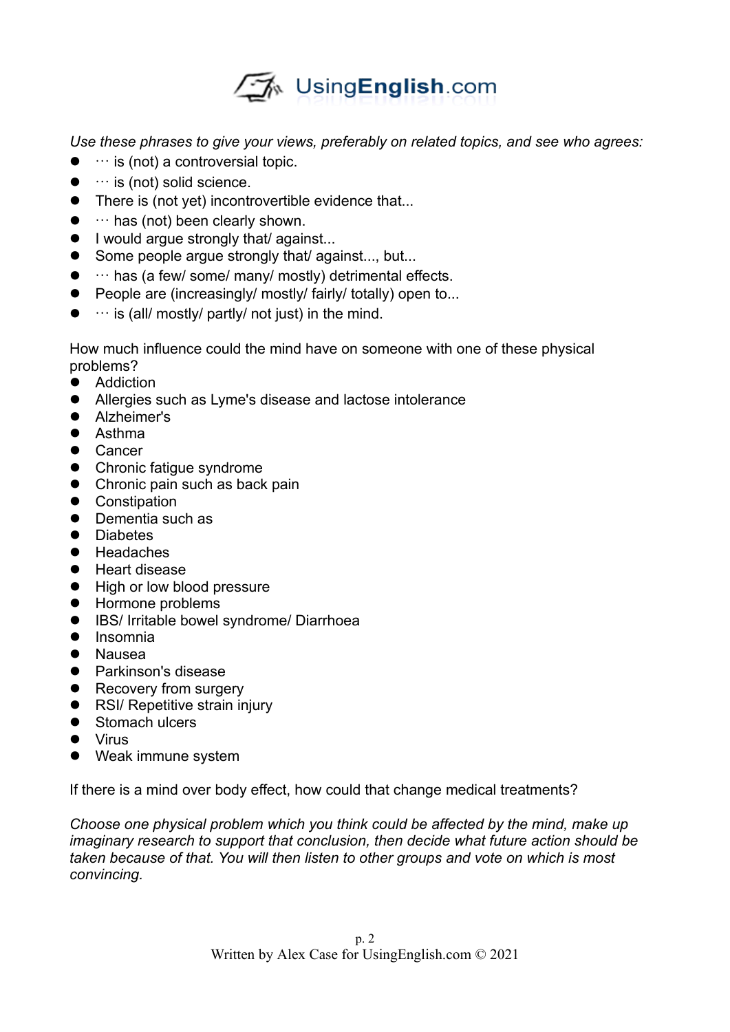*Use these phrases to give your views, preferably on related topics, and see who agrees:*

- … is (not) a controversial topic.
- … is (not) solid science.
- There is (not yet) incontrovertible evidence that...
- … has (not) been clearly shown.
- I would argue strongly that/ against...
- Some people argue strongly that/ against..., but...
- … has (a few/ some/ many/ mostly) detrimental effects.
- People are (increasingly/ mostly/ fairly/ totally) open to...
- … is (all/ mostly/ partly/ not just) in the mind.

How much influence could the mind have on someone with one of these physical problems?

- Addiction
- Allergies such as Lyme's disease and lactose intolerance
- Alzheimer's
- Asthma
- Cancer
- Chronic fatigue syndrome
- Chronic pain such as back pain
- Constipation
- Dementia such as
- Diabetes
- Headaches
- Heart disease
- High or low blood pressure
- Hormone problems
- IBS/ Irritable bowel syndrome/ Diarrhoea
- Insomnia
- Nausea
- Parkinson's disease
- Recovery from surgery
- RSI/ Repetitive strain injury
- Stomach ulcers
- Virus
- Weak immune system

If there is a mind over body effect, how could that change medical treatments?

*Choose one physical problem which you think could be affected by the mind, make up imaginary research to support that conclusion, then decide what future action should be taken because of that. You will then listen to other groups and vote on which is most convincing.*

Written by Alex Case for UsingEnglish.com © 2021